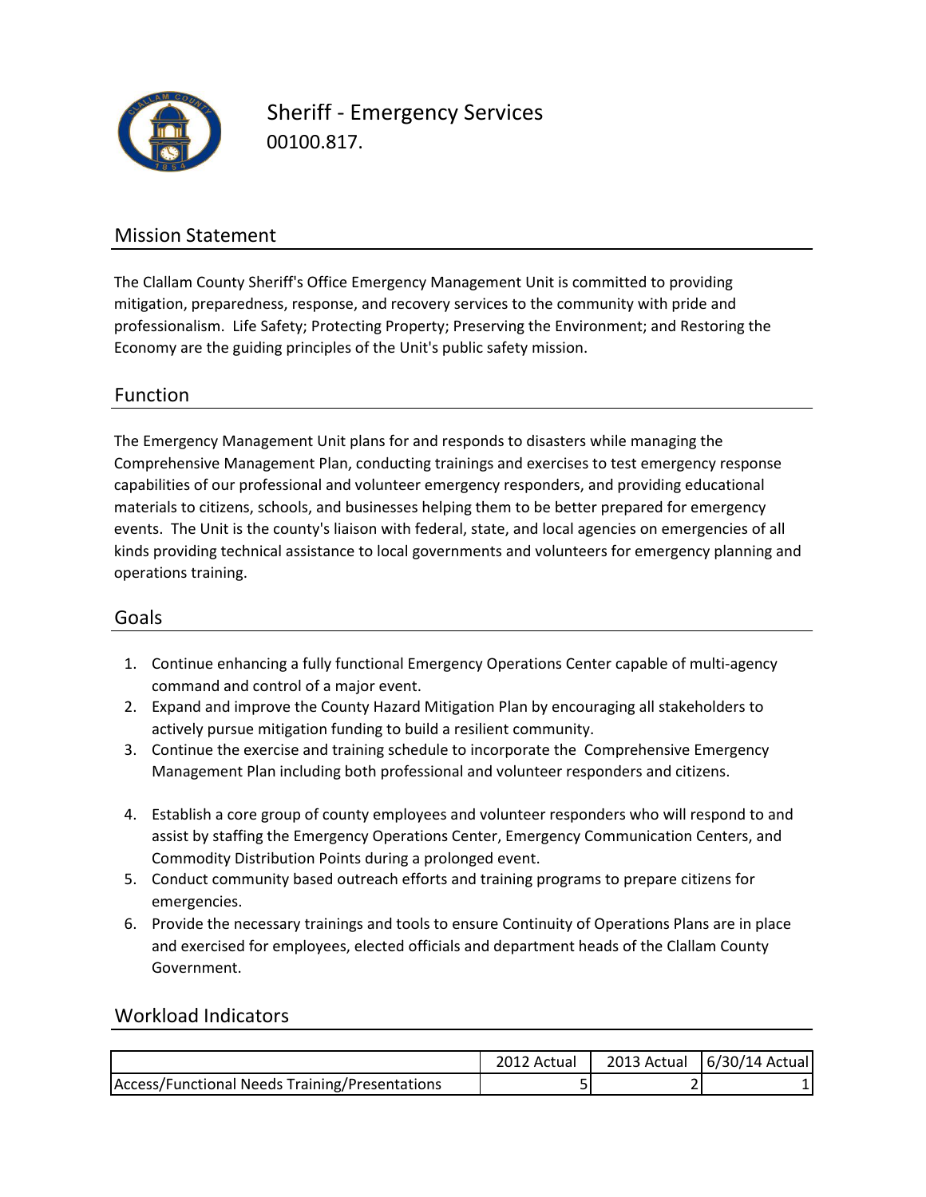# Sheriff - Emergency Services

00100.817.

## Mission Statement

The Clallam County Sheriff's Office Emergency Management Unit is committed to providing mitigation, preparedness, response, and recovery services to the community with pride and professionalism. Life Safety; Protecting Property; Preserving the Environment; and Restoring the Economy are the guiding principles of the Unit's public safety mission.

## Function

The Emergency Management Unit plans for and responds to disasters while managing the Comprehensive Management Plan, conducting trainings and exercises to test emergency response capabilities of our professional and volunteer emergency responders, and providing educational materials to citizens, schools, and businesses helping them to be better prepared for emergency events. The Unit is the county's liaison with federal, state, and local agencies on emergencies of all kinds providing technical assistance to local governments and volunteers for emergency planning and operations training.

## Goals

1. Continue enhancing a fully functional Emergency Operations Center capable of multi-agency command and control of a major event.
2. Expand and improve the County Hazard Mitigation Plan by encouraging all stakeholders to actively pursue mitigation funding to build a resilient community.
3. Continue the exercise and training schedule to incorporate the Comprehensive Emergency Management Plan including both professional and volunteer responders and citizens.
4. Establish a core group of county employees and volunteer responders who will respond to and assist by staffing the Emergency Operations Center, Emergency Communication Centers, and Commodity Distribution Points during a prolonged event.
5. Conduct community based outreach efforts and training programs to prepare citizens for emergencies.
6. Provide the necessary trainings and tools to ensure Continuity of Operations Plans are in place and exercised for employees, elected officials and department heads of the Clallam County Government.

## Workload Indicators

| | 2012 Actual | 2013 Actual | 6/30/14 Actual |
|---|---|---|---|
| Access/Functional Needs Training/Presentations | 5 | 2 | 1 |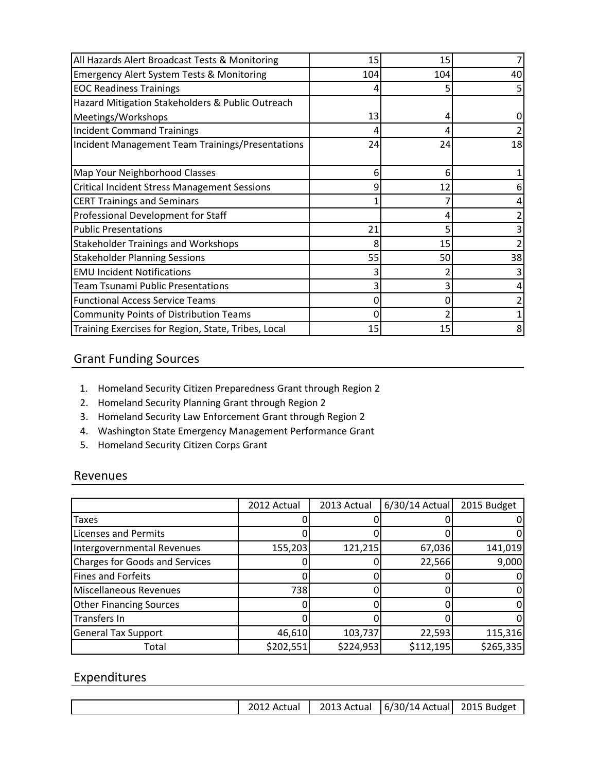| | | | |
|---|---|---|---|
| All Hazards Alert Broadcast Tests & Monitoring | 15 | 15 | 7 |
| Emergency Alert System Tests & Monitoring | 104 | 104 | 40 |
| EOC Readiness Trainings | 4 | 5 | 5 |
| Hazard Mitigation Stakeholders & Public Outreach Meetings/Workshops | 13 | 4 | 0 |
| Incident Command Trainings | 4 | 4 | 2 |
| Incident Management Team Trainings/Presentations | 24 | 24 | 18 |
| Map Your Neighborhood Classes | 6 | 6 | 1 |
| Critical Incident Stress Management Sessions | 9 | 12 | 6 |
| CERT Trainings and Seminars | 1 | 7 | 4 |
| Professional Development for Staff | | 4 | 2 |
| Public Presentations | 21 | 5 | 3 |
| Stakeholder Trainings and Workshops | 8 | 15 | 2 |
| Stakeholder Planning Sessions | 55 | 50 | 38 |
| EMU Incident Notifications | 3 | 2 | 3 |
| Team Tsunami Public Presentations | 3 | 3 | 4 |
| Functional Access Service Teams | 0 | 0 | 2 |
| Community Points of Distribution Teams | 0 | 2 | 1 |
| Training Exercises for Region, State, Tribes, Local | 15 | 15 | 8 |

## Grant Funding Sources

1. Homeland Security Citizen Preparedness Grant through Region 2
2. Homeland Security Planning Grant through Region 2
3. Homeland Security Law Enforcement Grant through Region 2
4. Washington State Emergency Management Performance Grant
5. Homeland Security Citizen Corps Grant

## Revenues

| | 2012 Actual | 2013 Actual | 6/30/14 Actual | 2015 Budget |
|---|---|---|---|---|
| Taxes | 0 | 0 | 0 | 0 |
| Licenses and Permits | 0 | 0 | 0 | 0 |
| Intergovernmental Revenues | 155,203 | 121,215 | 67,036 | 141,019 |
| Charges for Goods and Services | 0 | 0 | 22,566 | 9,000 |
| Fines and Forfeits | 0 | 0 | 0 | 0 |
| Miscellaneous Revenues | 738 | 0 | 0 | 0 |
| Other Financing Sources | 0 | 0 | 0 | 0 |
| Transfers In | 0 | 0 | 0 | 0 |
| General Tax Support | 46,610 | 103,737 | 22,593 | 115,316 |
| Total | $202,551 | $224,953 | $112,195 | $265,335 |

## Expenditures

| | 2012 Actual | 2013 Actual | 6/30/14 Actual | 2015 Budget |
|---|---|---|---|---|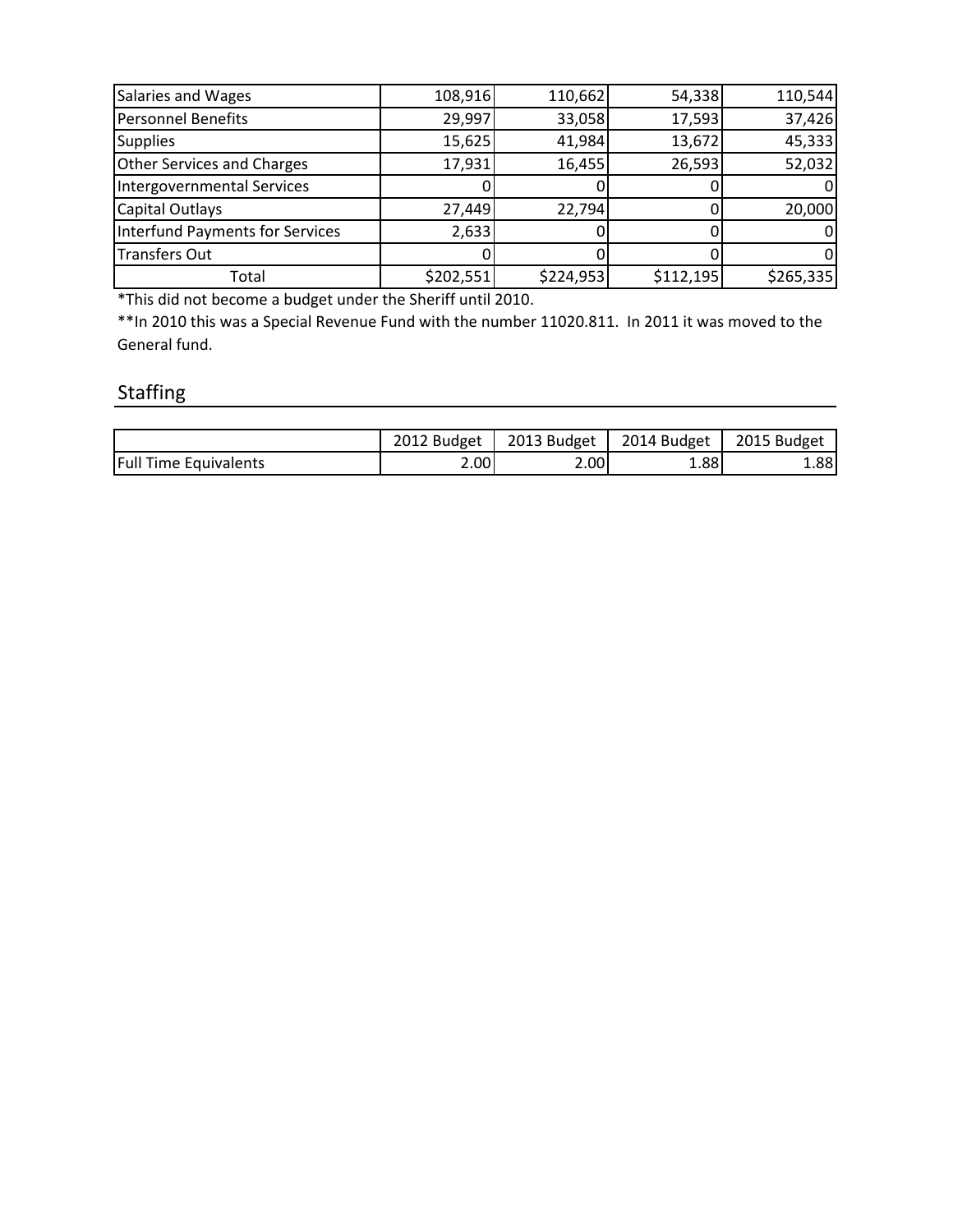| | | | | |
|---|---|---|---|---|
| Salaries and Wages | 108,916 | 110,662 | 54,338 | 110,544 |
| Personnel Benefits | 29,997 | 33,058 | 17,593 | 37,426 |
| Supplies | 15,625 | 41,984 | 13,672 | 45,333 |
| Other Services and Charges | 17,931 | 16,455 | 26,593 | 52,032 |
| Intergovernmental Services | 0 | 0 | 0 | 0 |
| Capital Outlays | 27,449 | 22,794 | 0 | 20,000 |
| Interfund Payments for Services | 2,633 | 0 | 0 | 0 |
| Transfers Out | 0 | 0 | 0 | 0 |
| Total | $202,551 | $224,953 | $112,195 | $265,335 |

*This did not become a budget under the Sheriff until 2010.

**In 2010 this was a Special Revenue Fund with the number 11020.811. In 2011 it was moved to the General fund.

## Staffing

| | 2012 Budget | 2013 Budget | 2014 Budget | 2015 Budget |
|---|---|---|---|---|
| Full Time Equivalents | 2.00 | 2.00 | 1.88 | 1.88 |